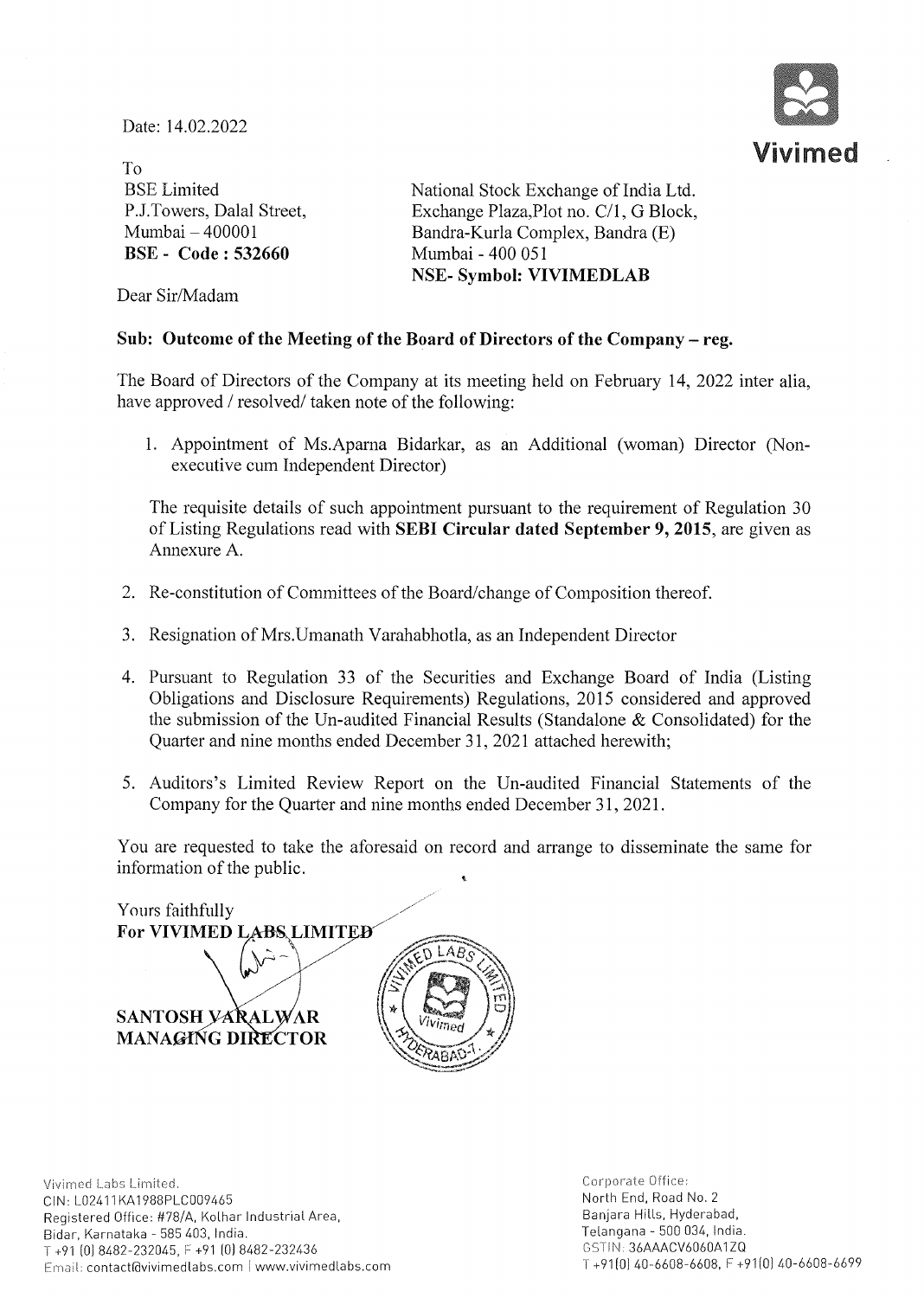Date: 14.02.2022

Vivimed

To
BSE Limited
P.J.Towers, Dalal Street,
Mumbai – 400001
**BSE - Code : 532660**

National Stock Exchange of India Ltd.
Exchange Plaza,Plot no. C/1, G Block,
Bandra-Kurla Complex, Bandra (E)
Mumbai - 400 051
**NSE- Symbol: VIVIMEDLAB**

Dear Sir/Madam

**Sub: Outcome of the Meeting of the Board of Directors of the Company – reg.**

The Board of Directors of the Company at its meeting held on February 14, 2022 inter alia, have approved / resolved/ taken note of the following:

1. Appointment of Ms.Aparna Bidarkar, as an Additional (woman) Director (Non-executive cum Independent Director)

   The requisite details of such appointment pursuant to the requirement of Regulation 30 of Listing Regulations read with **SEBI Circular dated September 9, 2015**, are given as Annexure A.

2. Re-constitution of Committees of the Board/change of Composition thereof.

3. Resignation of Mrs.Umanath Varahabhotla, as an Independent Director

4. Pursuant to Regulation 33 of the Securities and Exchange Board of India (Listing Obligations and Disclosure Requirements) Regulations, 2015 considered and approved the submission of the Un-audited Financial Results (Standalone & Consolidated) for the Quarter and nine months ended December 31, 2021 attached herewith;

5. Auditors's Limited Review Report on the Un-audited Financial Statements of the Company for the Quarter and nine months ended December 31, 2021.

You are requested to take the aforesaid on record and arrange to disseminate the same for information of the public.

Yours faithfully
**For VIVIMED LABS LIMITED**

**SANTOSH VARALWAR**
**MANAGING DIRECTOR**

Vivimed Labs Limited.
CIN: L02411KA1988PLC009465
Registered Office: #78/A, Kolhar Industrial Area,
Bidar, Karnataka - 585 403, India.
T +91 (0) 8482-232045, F +91 (0) 8482-232436
Email: contact@vivimedlabs.com | www.vivimedlabs.com

Corporate Office:
North End, Road No. 2
Banjara Hills, Hyderabad,
Telangana - 500 034, India.
GSTIN: 36AAACV6060A1ZQ
T +91(0) 40-6608-6608, F +91(0) 40-6608-6699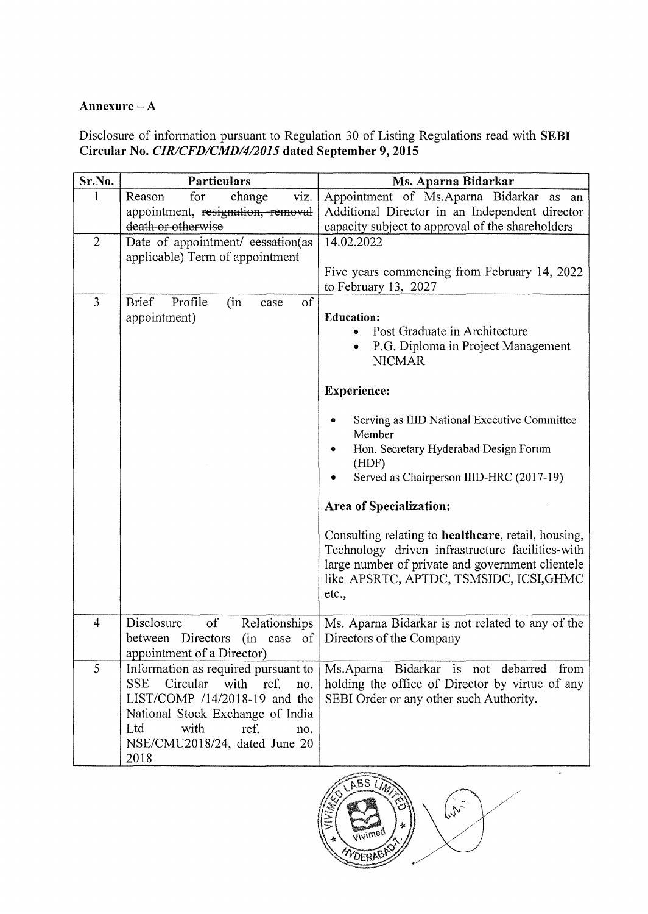**Annexure – A**

Disclosure of information pursuant to Regulation 30 of Listing Regulations read with **SEBI Circular No.** ***CIR/CFD/CMD/4/2015*** **dated September 9, 2015**

| Sr.No. | Particulars | Ms. Aparna Bidarkar |
|---|---|---|
| 1 | Reason for change viz. appointment, ~~resignation, removal death or otherwise~~ | Appointment of Ms.Aparna Bidarkar as an Additional Director in an Independent director capacity subject to approval of the shareholders |
| 2 | Date of appointment/ ~~cessation~~(as applicable) Term of appointment | 14.02.2022<br><br>Five years commencing from February 14, 2022 to February 13, 2027 |
| 3 | Brief Profile (in case of appointment) | **Education:**<br>• Post Graduate in Architecture<br>• P.G. Diploma in Project Management NICMAR<br><br>**Experience:**<br>• Serving as IIID National Executive Committee Member<br>• Hon. Secretary Hyderabad Design Forum (HDF)<br>• Served as Chairperson IIID-HRC (2017-19)<br><br>**Area of Specialization:**<br><br>Consulting relating to **healthcare**, retail, housing, Technology driven infrastructure facilities-with large number of private and government clientele like APSRTC, APTDC, TSMSIDC, ICSI,GHMC etc., |
| 4 | Disclosure of Relationships between Directors (in case of appointment of a Director) | Ms. Aparna Bidarkar is not related to any of the Directors of the Company |
| 5 | Information as required pursuant to SSE Circular with ref. no. LIST/COMP /14/2018-19 and the National Stock Exchange of India Ltd with ref. no. NSE/CMU2018/24, dated June 20 2018 | Ms.Aparna Bidarkar is not debarred from holding the office of Director by virtue of any SEBI Order or any other such Authority. |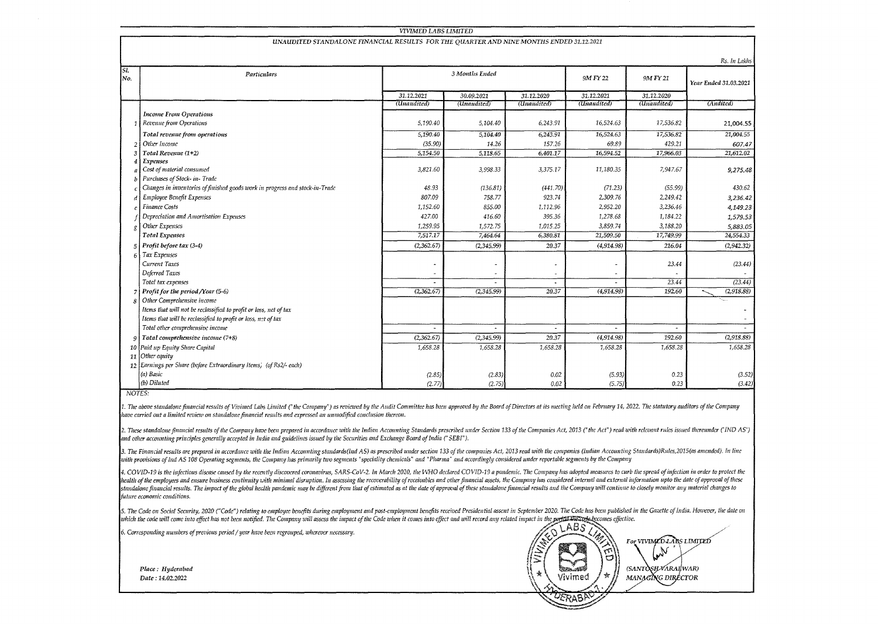# VIVIMED LABS LIMITED

## UNAUDITED STANDALONE FINANCIAL RESULTS FOR THE QUARTER AND NINE MONTHS ENDED 31.12.2021

Rs. In Lakhs

| Sl. No. | Particulars | 3 Months Ended | | | 9M FY 22 | 9M FY 21 | Year Ended 31.03.2021 |
|---|---|---|---|---|---|---|---|
| | | 31.12.2021 | 30.09.2021 | 31.12.2020 | 31.12.2021 | 31.12.2020 | |
| | | (Unaudited) | (Unaudited) | (Unaudited) | (Unaudited) | (Unaudited) | (Audited) |
| | *Income From Operations* | | | | | | |
| 1 | Revenue from Operations | 5,190.40 | 5,104.40 | 6,243.91 | 16,524.63 | 17,536.82 | 21,004.55 |
| | Total revenue from operations | 5,190.40 | 5,104.40 | 6,243.91 | 16,524.63 | 17,536.82 | 21,004.55 |
| 2 | Other Income | (35.90) | 14.26 | 157.26 | 69.89 | 429.21 | 607.47 |
| 3 | Total Revenue (1+2) | 5,154.50 | 5,118.65 | 6,401.17 | 16,594.52 | 17,966.03 | 21,612.02 |
| 4 | *Expenses* | | | | | | |
| a | Cost of material consumed | 3,821.60 | 3,998.33 | 3,375.17 | 11,180.35 | 7,947.67 | 9,275.48 |
| b | Purchases of Stock- in- Trade | | | | | | |
| c | Changes in inventories of finished goods work in progress and stock-in-Trade | 48.93 | (136.81) | (441.70) | (71.23) | (55.99) | 430.62 |
| d | Employee Benefit Expenses | 807.09 | 758.77 | 923.74 | 2,309.76 | 2,249.42 | 3,236.42 |
| e | Finance Costs | 1,152.60 | 855.00 | 1,112.96 | 2,952.20 | 3,236.46 | 4,149.23 |
| f | Depreciation and Amortisation Expenses | 427.00 | 416.60 | 395.36 | 1,278.68 | 1,184.22 | 1,579.53 |
| g | Other Expenses | 1,259.95 | 1,572.75 | 1,015.25 | 3,859.74 | 3,188.20 | 5,883.05 |
| | Total Expenses | 7,517.17 | 7,464.64 | 6,380.81 | 21,509.50 | 17,749.99 | 24,554.33 |
| 5 | **Profit before tax (3-4)** | (2,362.67) | (2,345.99) | 20.37 | (4,914.98) | 216.04 | (2,942.32) |
| 6 | Tax Expenses | | | | | | |
| | Current Taxes | - | - | - | - | 23.44 | (23.44) |
| | Deferred Taxes | - | - | - | - | - | - |
| | Total tax expenses | - | - | - | - | 23.44 | (23.44) |
| 7 | **Profit for the period/Year (5-6)** | (2,362.67) | (2,345.99) | 20.37 | (4,914.98) | 192.60 | (2,918.88) |
| 8 | Other Comprehensive income | | | | | | |
| | Items that will not be reclassified to profit or loss, net of tax | | | | | | - |
| | Items that will be reclassified to profit or loss, net of tax | | | | | | - |
| | Total other comprehensive income | - | - | - | - | - | - |
| 9 | **Total comprehensive income (7+8)** | (2,362.67) | (2,345.99) | 20.37 | (4,914.98) | 192.60 | (2,918.88) |
| 10 | Paid up Equity Share Capital | 1,658.28 | 1,658.28 | 1,658.28 | 1,658.28 | 1,658.28 | 1,658.28 |
| 11 | Other equity | | | | | | |
| 12 | Earnings per Share (before Extraordinary Items) (of Rs2/- each) | | | | | | |
| | (a) Basic | (2.85) | (2.83) | 0.02 | (5.93) | 0.23 | (3.52) |
| | (b) Diluted | (2.77) | (2.75) | 0.02 | (5.75) | 0.23 | (3.42) |

NOTES:

1. The above standalone financial results of Vivimed Labs Limited ("the Company") as reviewed by the Audit Committee has been approved by the Board of Directors at its meeting held on February 14, 2022. The statutory auditors of the Company have carried out a limited review on standalone financial results and expressed an unmodified conclusion thereon.

2. These standalone financial results of the Company have been prepared in accordance with the Indian Accounting Standards prescribed under Section 133 of the Companies Act, 2013 ("the Act") read with relevant rules issued thereunder ('IND AS') and other accounting principles generally accepted in India and guidelines issued by the Securities and Exchange Board of India ("SEBI").

3. The Financial results are prepared in accordance with the Indian Accounting standards(Ind AS) as prescribed under section 133 of the companies Act, 2013 read with the companies (Indian Accounting Standards)Rules,2015(as amended). In line with provisions of Ind AS 108 Operating segments, the Company has primarily two segments "speciality chemicals" and "Pharma" and accordingly considered under reportable segments by the Company

4. COVID-19 is the infectious disease caused by the recently discovered coronavirus, SARS-CoV-2. In March 2020, the WHO declared COVID-19 a pandemic. The Company has adopted measures to curb the spread of infection in order to protect the health of the employees and ensure business continuity with minimal disruption. In assessing the recoverability of receivables and other financial assets, the Company has considered internal and external information upto the date of approval of these standalone financial results. The impact of the global health pandemic may be different from that of estimated as at the date of approval of these standalone financial results and the Company will continue to closely monitor any material changes to future economic conditions.

5. The Code on Social Security, 2020 ("Code") relating to employee benefits during employment and post-employment benefits received Presidential assent in September 2020. The Code has been published in the Gazette of India. However, the date on which the code will come into effect has not been notified. The Company will assess the impact of the Code when it comes into effect and will record any related impact in the period the code becomes effective.

6. Corresponding numbers of previous period / year have been regrouped, wherever necessary.

Place : Hyderabad
Date : 14.02.2022

For VIVIMED LABS LIMITED

(SANTOSH VARALWAR)
MANAGING DIRECTOR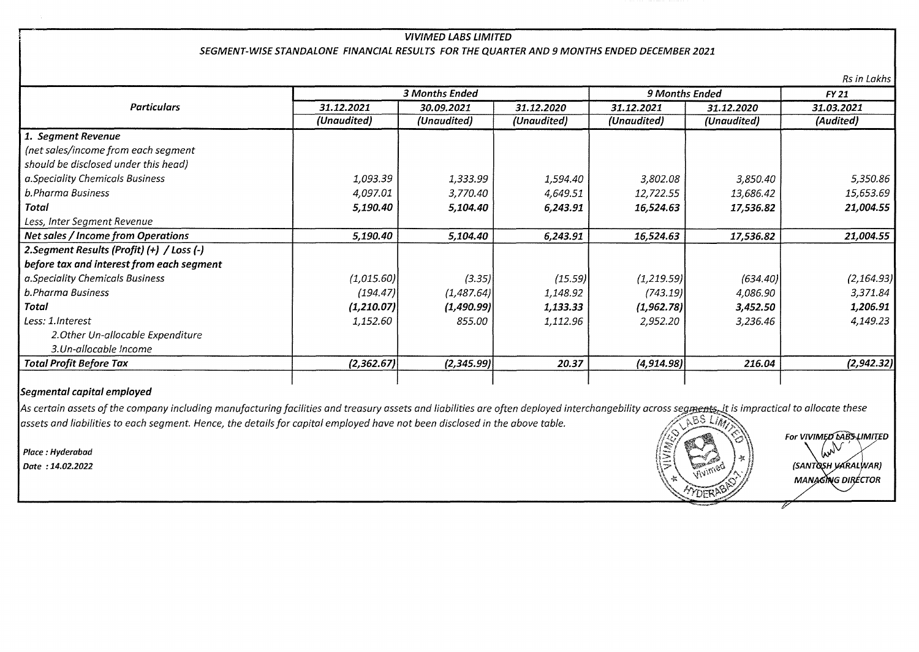# VIVIMED LABS LIMITED

## SEGMENT-WISE STANDALONE FINANCIAL RESULTS FOR THE QUARTER AND 9 MONTHS ENDED DECEMBER 2021

*Rs in Lakhs*

| Particulars | 3 Months Ended | | | 9 Months Ended | | FY 21 |
|---|---|---|---|---|---|---|
| | 31.12.2021 | 30.09.2021 | 31.12.2020 | 31.12.2021 | 31.12.2020 | 31.03.2021 |
| | (Unaudited) | (Unaudited) | (Unaudited) | (Unaudited) | (Unaudited) | (Audited) |
| **1. Segment Revenue** | | | | | | |
| (net sales/income from each segment should be disclosed under this head) | | | | | | |
| a.Speciality Chemicals Business | 1,093.39 | 1,333.99 | 1,594.40 | 3,802.08 | 3,850.40 | 5,350.86 |
| b.Pharma Business | 4,097.01 | 3,770.40 | 4,649.51 | 12,722.55 | 13,686.42 | 15,653.69 |
| **Total** | **5,190.40** | **5,104.40** | **6,243.91** | **16,524.63** | **17,536.82** | **21,004.55** |
| Less, Inter Segment Revenue | | | | | | |
| **Net sales / Income from Operations** | **5,190.40** | **5,104.40** | **6,243.91** | **16,524.63** | **17,536.82** | **21,004.55** |
| **2.Segment Results (Profit) (+) / Loss (-) before tax and interest from each segment** | | | | | | |
| a.Speciality Chemicals Business | (1,015.60) | (3.35) | (15.59) | (1,219.59) | (634.40) | (2,164.93) |
| b.Pharma Business | (194.47) | (1,487.64) | 1,148.92 | (743.19) | 4,086.90 | 3,371.84 |
| **Total** | **(1,210.07)** | **(1,490.99)** | **1,133.33** | **(1,962.78)** | **3,452.50** | **1,206.91** |
| Less: 1.Interest | 1,152.60 | 855.00 | 1,112.96 | 2,952.20 | 3,236.46 | 4,149.23 |
| 2.Other Un-allocable Expenditure | | | | | | |
| 3.Un-allocable Income | | | | | | |
| **Total Profit Before Tax** | **(2,362.67)** | **(2,345.99)** | **20.37** | **(4,914.98)** | **216.04** | **(2,942.32)** |

**Segmental capital employed**

As certain assets of the company including manufacturing facilities and treasury assets and liabilities are often deployed interchangebility across segments, it is impractical to allocate these assets and liabilities to each segment. Hence, the details for capital employed have not been disclosed in the above table.

**Place : Hyderabad**
**Date : 14.02.2022**

**For VIVIMED LABS LIMITED**

**(SANTOSH VARALWAR)**
**MANAGING DIRECTOR**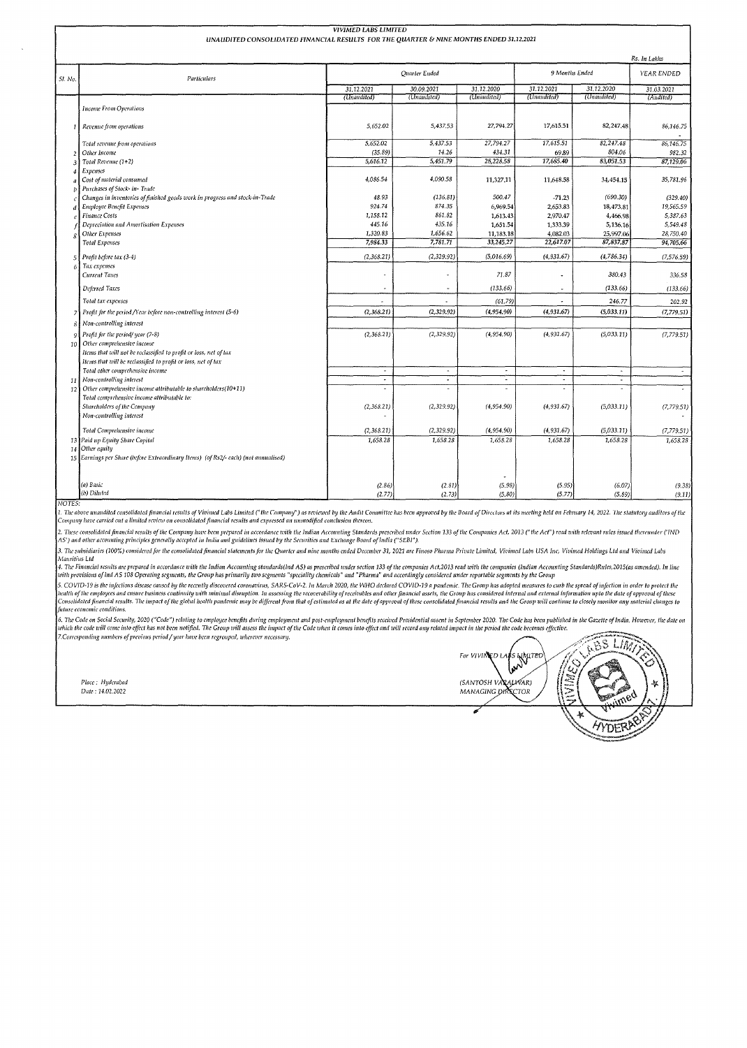# VIVIMED LABS LIMITED

## UNAUDITED CONSOLIDATED FINANCIAL RESULTS FOR THE QUARTER & NINE MONTHS ENDED 31.12.2021

Rs. In Lakhs

| Sl. No. | Particulars | Quarter Ended | | | 9 Months Ended | | YEAR ENDED |
|---|---|---|---|---|---|---|---|
| | | 31.12.2021 | 30.09.2021 | 31.12.2020 | 31.12.2021 | 31.12.2020 | 31.03.2021 |
| | | (Unaudited) | (Unaudited) | (Unaudited) | (Unaudited) | (Unaudited) | (Audited) |
| | Income From Operations | | | | | | |
| 1 | Revenue from operations | 5,652.02 | 5,437.53 | 27,794.27 | 17,615.51 | 82,247.48 | 86,146.75 |
| | Total revenue from operations | 5,652.02 | 5,437.53 | 27,794.27 | 17,615.51 | 82,247.48 | 86,146.75 |
| 2 | Other Income | (35.89) | 14.26 | 434.31 | 69.89 | 804.06 | 982.32 |
| 3 | Total Revenue (1+2) | 5,616.12 | 5,451.79 | 28,228.58 | 17,685.40 | 83,051.53 | 87,129.06 |
| 4 | Expenses | | | | | | |
| a | Cost of material consumed | 4,086.54 | 4,090.58 | 11,327.11 | 11,648.58 | 34,454.15 | 35,781.96 |
| b | Purchases of Stock- in- Trade | | | | | | |
| c | Changes in inventories of finished goods work in progress and stock-in-Trade | 48.93 | (136.81) | 500.47 | -71.23 | (690.30) | (329.40) |
| d | Employee Benefit Expenses | 924.74 | 874.35 | 6,969.54 | 2,653.83 | 18,473.81 | 19,565.59 |
| e | Finance Costs | 1,158.12 | 861.82 | 1,613.43 | 2,970.47 | 4,466.98 | 5,387.63 |
| f | Depreciation and Amortisation Expenses | 445.16 | 435.16 | 1,651.54 | 1,333.39 | 5,136.16 | 5,549.48 |
| g | Other Expenses | 1,320.83 | 1,656.62 | 11,183.18 | 4,082.03 | 25,997.06 | 28,750.40 |
| | Total Expenses | 7,984.33 | 7,781.71 | 33,245.27 | 22,617.07 | 87,837.87 | 94,705.66 |
| 5 | Profit before tax (3-4) | (2,368.21) | (2,329.92) | (5,016.69) | (4,931.67) | (4,786.34) | (7,576.59) |
| 6 | Tax expenses | | | | | | |
| | Current Taxes | - | - | 71.87 | - | 380.43 | 336.58 |
| | Deferred Taxes | - | - | (133.66) | - | (133.66) | (133.66) |
| | Total tax expenses | - | - | (61.79) | - | 246.77 | 202.92 |
| 7 | Profit for the period/Year before non-controlling interest (5-6) | (2,368.21) | (2,329.92) | (4,954.90) | (4,931.67) | (5,033.11) | (7,779.51) |
| 8 | Non-controlling interest | | | | | | |
| 9 | Profit for the period/ year (7-8) | (2,368.21) | (2,329.92) | (4,954.90) | (4,931.67) | (5,033.11) | (7,779.51) |
| 10 | Other comprehensive income | | | | | | |
| | Items that will not be reclassified to profit or loss, net of tax | | | | | | |
| | Items that will be reclassified to profit or loss, net of tax | | | | | | |
| | Total other comprehensive income | - | - | - | - | - | - |
| 11 | Non-controlling interest | - | - | - | - | - | |
| 12 | Other comprehensive income attributable to shareholders(10+11) | - | - | - | - | - | - |
| | Total comprehensive income attributable to: | | | | | | |
| | Shareholders of the Company | (2,368.21) | (2,329.92) | (4,954.90) | (4,931.67) | (5,033.11) | (7,779.51) |
| | Non-controlling interest | - | | | | | - |
| | Total Comprehensive income | (2,368.21) | (2,329.92) | (4,954.90) | (4,931.67) | (5,033.11) | (7,779.51) |
| 13 | Paid up Equity Share Capital | 1,658.28 | 1,658.28 | 1,658.28 | 1,658.28 | 1,658.28 | 1,658.28 |
| 14 | Other equity | | | | | | |
| 15 | Earnings per Share (before Extraordinary Items) (of Rs2/- each) (not annualised) | | | | | | |
| | (a) Basic | (2.86) | (2.81) | (5.98) | (5.95) | (6.07) | (9.38) |
| | (b) Diluted | (2.77) | (2.73) | (5.80) | (5.77) | (5.89) | (9.11) |

NOTES:

1. The above unaudited consolidated financial results of Vivimed Labs Limited ("the Company") as reviewed by the Audit Committee has been approved by the Board of Directors at its meeting held on February 14, 2022. The statutory auditors of the Company have carried out a limited review on consolidated financial results and expressed an unmodified conclusion thereon.

2. These consolidated financial results of the Company have been prepared in accordance with the Indian Accounting Standards prescribed under Section 133 of the Companies Act, 2013 ("the Act") read with relevant rules issued thereunder ('IND AS') and other accounting principles generally accepted in India and guidelines issued by the Securities and Exchange Board of India ("SEBI").

3. The subsidiaries (100%) considered for the consolidated financial statements for the Quarter and nine months ended December 31, 2021 are Finoso Pharma Private Limited, Vivimed Labs USA Inc, Vivimed Holdings Ltd and Vivimed Labs Mauritius Ltd

4. The Financial results are prepared in accordance with the Indian Accounting standards(Ind AS) as prescribed under section 133 of the companies Act,2013 read with the companies (Indian Accounting Standards)Rules,2015(as amended). In line with provisions of Ind AS 108 Operating segments, the Group has primarily two segments "speciality chemicals" and "Pharma" and accordingly considered under reportable segments by the Group

5. COVID-19 is the infectious disease caused by the recently discovered coronavirus, SARS-CoV-2. In March 2020, the WHO declared COVID-19 a pandemic. The Group has adopted measures to curb the spread of infection in order to protect the health of the employees and ensure business continuity with minimal disruption. In assessing the recoverability of receivables and other financial assets, the Group has considered internal and external information upto the date of approval of these Consolidated financial results. The impact of the global health pandemic may be different from that of estimated as at the date of approval of these consolidated financial results and the Group will continue to closely monitor any material changes to future economic conditions.

6. The Code on Social Security, 2020 ("Code") relating to employee benefits during employment and post-employment benefits received Presidential assent in September 2020. The Code has been published in the Gazette of India. However, the date on which the code will come into effect has not been notified. The Group will assess the impact of the Code when it comes into effect and will record any related impact in the period the code becomes effective.

7. Corresponding numbers of previous period / year have been regrouped, wherever necessary.

Place : Hyderabad
Date : 14.02.2022

For VIVIMED LABS LIMITED

(SANTOSH VARALWAR)
MANAGING DIRECTOR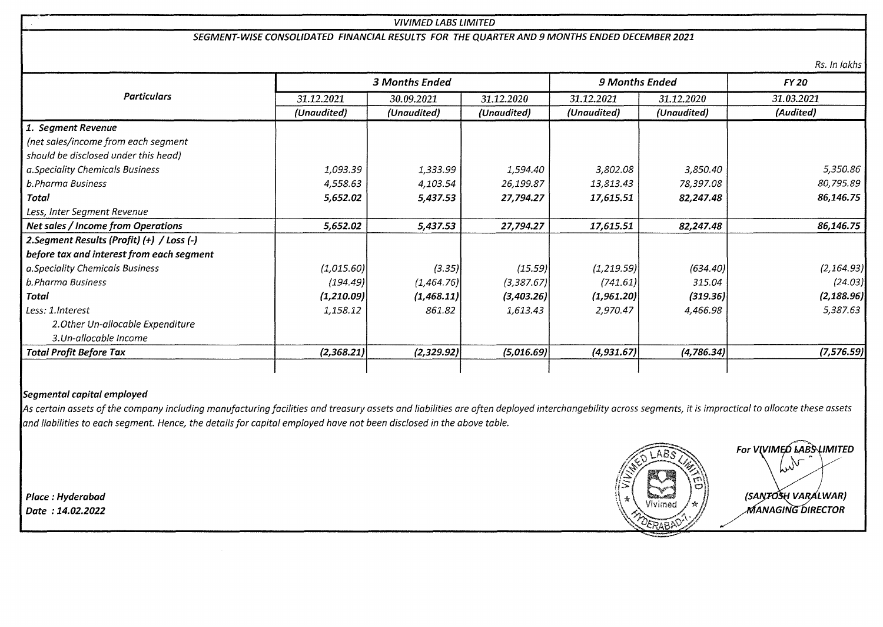# VIVIMED LABS LIMITED

## SEGMENT-WISE CONSOLIDATED FINANCIAL RESULTS FOR THE QUARTER AND 9 MONTHS ENDED DECEMBER 2021

*Rs. In lakhs*

| Particulars | 3 Months Ended | | | 9 Months Ended | | FY 20 |
|---|---|---|---|---|---|---|
| | 31.12.2021 | 30.09.2021 | 31.12.2020 | 31.12.2021 | 31.12.2020 | 31.03.2021 |
| | (Unaudited) | (Unaudited) | (Unaudited) | (Unaudited) | (Unaudited) | (Audited) |
| **1. Segment Revenue** | | | | | | |
| (net sales/income from each segment should be disclosed under this head) | | | | | | |
| a.Speciality Chemicals Business | 1,093.39 | 1,333.99 | 1,594.40 | 3,802.08 | 3,850.40 | 5,350.86 |
| b.Pharma Business | 4,558.63 | 4,103.54 | 26,199.87 | 13,813.43 | 78,397.08 | 80,795.89 |
| **Total** | **5,652.02** | **5,437.53** | **27,794.27** | **17,615.51** | **82,247.48** | **86,146.75** |
| Less, Inter Segment Revenue | | | | | | |
| **Net sales / Income from Operations** | **5,652.02** | **5,437.53** | **27,794.27** | **17,615.51** | **82,247.48** | **86,146.75** |
| **2.Segment Results (Profit) (+) / Loss (-) before tax and interest from each segment** | | | | | | |
| a.Speciality Chemicals Business | (1,015.60) | (3.35) | (15.59) | (1,219.59) | (634.40) | (2,164.93) |
| b.Pharma Business | (194.49) | (1,464.76) | (3,387.67) | (741.61) | 315.04 | (24.03) |
| **Total** | **(1,210.09)** | **(1,468.11)** | **(3,403.26)** | **(1,961.20)** | **(319.36)** | **(2,188.96)** |
| Less: 1.Interest | 1,158.12 | 861.82 | 1,613.43 | 2,970.47 | 4,466.98 | 5,387.63 |
| 2.Other Un-allocable Expenditure | | | | | | |
| 3.Un-allocable Income | | | | | | |
| **Total Profit Before Tax** | **(2,368.21)** | **(2,329.92)** | **(5,016.69)** | **(4,931.67)** | **(4,786.34)** | **(7,576.59)** |

***Segmental capital employed***

*As certain assets of the company including manufacturing facilities and treasury assets and liabilities are often deployed interchangebility across segments, it is impractical to allocate these assets and liabilities to each segment. Hence, the details for capital employed have not been disclosed in the above table.*

**For VIVIMED LABS LIMITED**

**(SANTOSH VARALWAR)**
**MANAGING DIRECTOR**

**Place : Hyderabad**
**Date : 14.02.2022**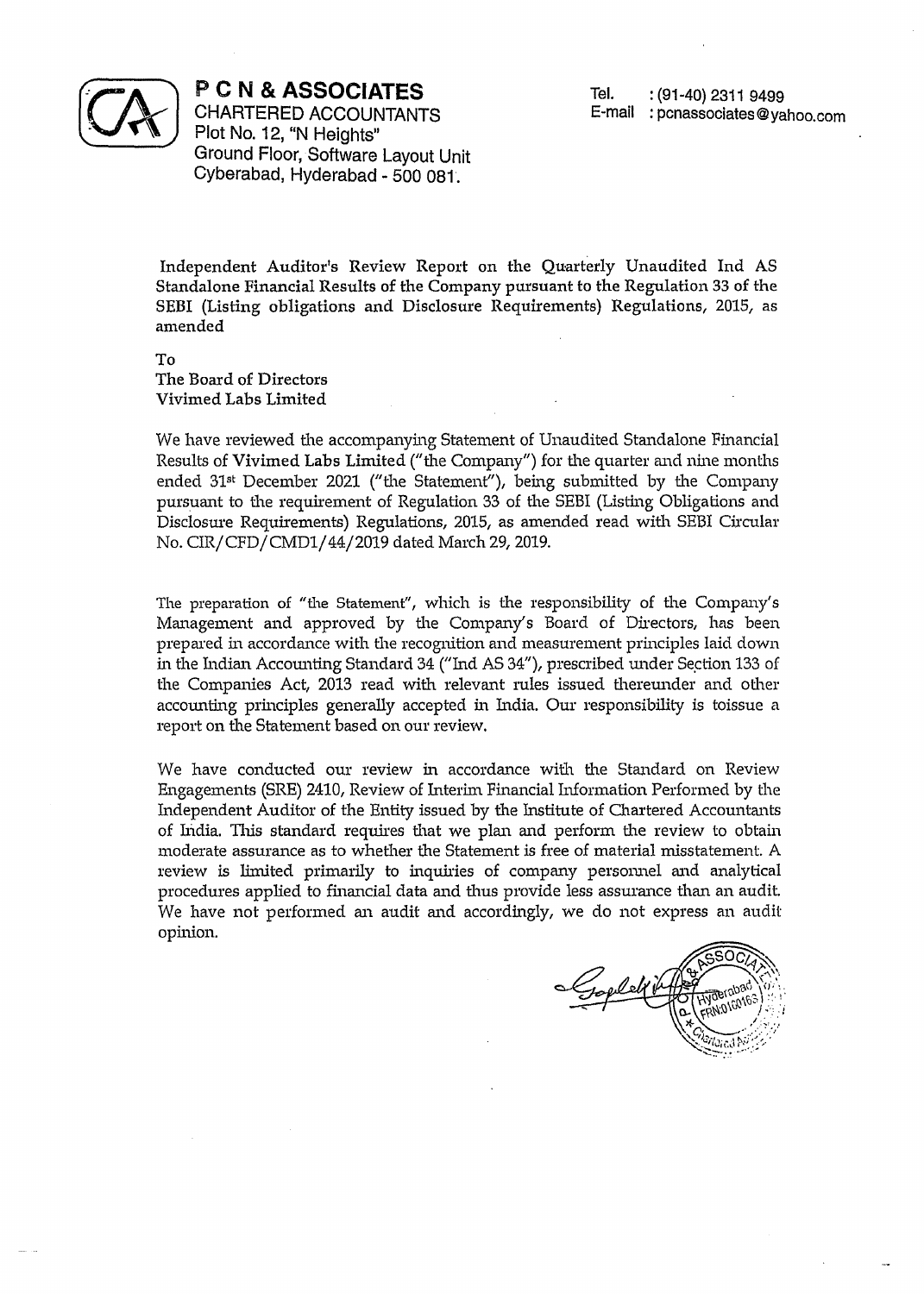**P C N & ASSOCIATES**
CHARTERED ACCOUNTANTS
Plot No. 12, "N Heights"
Ground Floor, Software Layout Unit
Cyberabad, Hyderabad - 500 081.

Tel. : (91-40) 2311 9499
E-mail : pcnassociates@yahoo.com

**Independent Auditor's Review Report on the Quarterly Unaudited Ind AS Standalone Financial Results of the Company pursuant to the Regulation 33 of the SEBI (Listing obligations and Disclosure Requirements) Regulations, 2015, as amended**

To
The Board of Directors
Vivimed Labs Limited

We have reviewed the accompanying Statement of Unaudited Standalone Financial Results of **Vivimed Labs Limited** ("the Company") for the quarter and nine months ended 31st December 2021 ("the Statement"), being submitted by the Company pursuant to the requirement of Regulation 33 of the SEBI (Listing Obligations and Disclosure Requirements) Regulations, 2015, as amended read with SEBI Circular No. CIR/CFD/CMD1/44/2019 dated March 29, 2019.

The preparation of "the Statement", which is the responsibility of the Company's Management and approved by the Company's Board of Directors, has been prepared in accordance with the recognition and measurement principles laid down in the Indian Accounting Standard 34 ("Ind AS 34"), prescribed under Section 133 of the Companies Act, 2013 read with relevant rules issued thereunder and other accounting principles generally accepted in India. Our responsibility is toissue a report on the Statement based on our review.

We have conducted our review in accordance with the Standard on Review Engagements (SRE) 2410, Review of Interim Financial Information Performed by the Independent Auditor of the Entity issued by the Institute of Chartered Accountants of India. This standard requires that we plan and perform the review to obtain moderate assurance as to whether the Statement is free of material misstatement. A review is limited primarily to inquiries of company personnel and analytical procedures applied to financial data and thus provide less assurance than an audit. We have not performed an audit and accordingly, we do not express an audit opinion.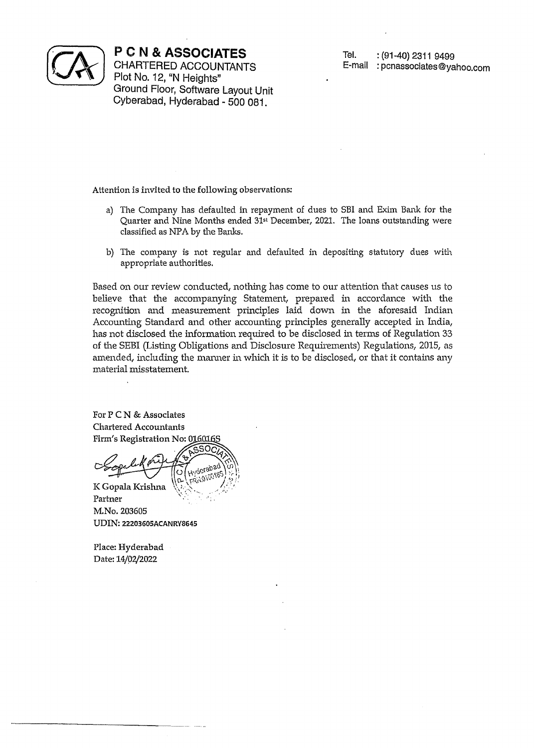# P C N & ASSOCIATES

CHARTERED ACCOUNTANTS
Plot No. 12, "N Heights"
Ground Floor, Software Layout Unit
Cyberabad, Hyderabad - 500 081.

Tel. : (91-40) 2311 9499
E-mail : pcnassociates@yahoo.com

Attention is invited to the following observations:

a) The Company has defaulted in repayment of dues to SBI and Exim Bank for the Quarter and Nine Months ended 31st December, 2021. The loans outstanding were classified as NPA by the Banks.

b) The company is not regular and defaulted in depositing statutory dues with appropriate authorities.

Based on our review conducted, nothing has come to our attention that causes us to believe that the accompanying Statement, prepared in accordance with the recognition and measurement principles laid down in the aforesaid Indian Accounting Standard and other accounting principles generally accepted in India, has not disclosed the information required to be disclosed in terms of Regulation 33 of the SEBI (Listing Obligations and Disclosure Requirements) Regulations, 2015, as amended, including the manner in which it is to be disclosed, or that it contains any material misstatement.

For P C N & Associates
Chartered Accountants
Firm's Registration No: 016016S

K Gopala Krishna
Partner
M.No. 203605
UDIN: 22203605ACANRY8645

Place: Hyderabad
Date: 14/02/2022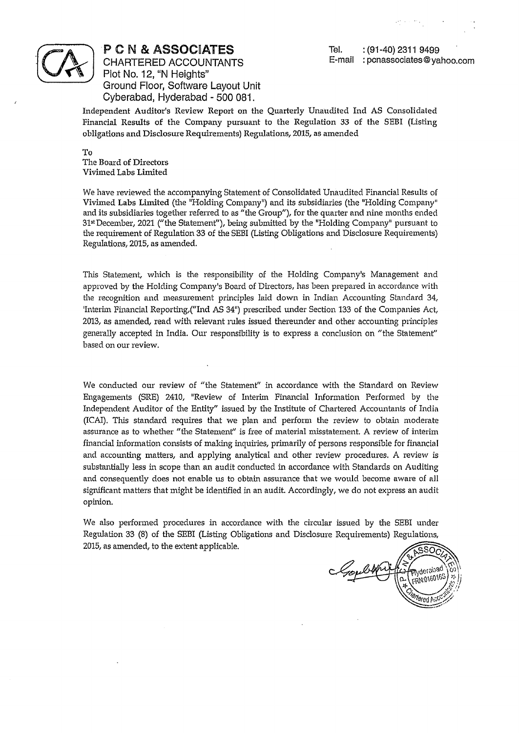**P C N & ASSOCIATES**
CHARTERED ACCOUNTANTS
Plot No. 12, "N Heights"
Ground Floor, Software Layout Unit
Cyberabad, Hyderabad - 500 081.

Tel. : (91-40) 2311 9499
E-mail : pcnassociates@yahoo.com

Independent Auditor's Review Report on the Quarterly Unaudited Ind AS Consolidated Financial Results of the Company pursuant to the Regulation 33 of the SEBI (Listing obligations and Disclosure Requirements) Regulations, 2015, as amended

To
The Board of Directors
Vivimed Labs Limited

We have reviewed the accompanying Statement of Consolidated Unaudited Financial Results of **Vivimed Labs Limited** (the "Holding Company") and its subsidiaries (the "Holding Company" and its subsidiaries together referred to as "the Group"), for the quarter and nine months ended 31st December, 2021 ("the Statement"), being submitted by the "Holding Company" pursuant to the requirement of Regulation 33 of the SEBI (Listing Obligations and Disclosure Requirements) Regulations, 2015, as amended.

This Statement, which is the responsibility of the Holding Company's Management and approved by the Holding Company's Board of Directors, has been prepared in accordance with the recognition and measurement principles laid down in Indian Accounting Standard 34, 'Interim Financial Reporting,("Ind AS 34") prescribed under Section 133 of the Companies Act, 2013, as amended, read with relevant rules issued thereunder and other accounting principles generally accepted in India. Our responsibility is to express a conclusion on "the Statement" based on our review.

We conducted our review of "the Statement" in accordance with the Standard on Review Engagements (SRE) 2410, "Review of Interim Financial Information Performed by the Independent Auditor of the Entity" issued by the Institute of Chartered Accountants of India (ICAI). This standard requires that we plan and perform the review to obtain moderate assurance as to whether "the Statement" is free of material misstatement. A review of interim financial information consists of making inquiries, primarily of persons responsible for financial and accounting matters, and applying analytical and other review procedures. A review is substantially less in scope than an audit conducted in accordance with Standards on Auditing and consequently does not enable us to obtain assurance that we would become aware of all significant matters that might be identified in an audit. Accordingly, we do not express an audit opinion.

We also performed procedures in accordance with the circular issued by the SEBI under Regulation 33 (8) of the SEBI (Listing Obligations and Disclosure Requirements) Regulations, 2015, as amended, to the extent applicable.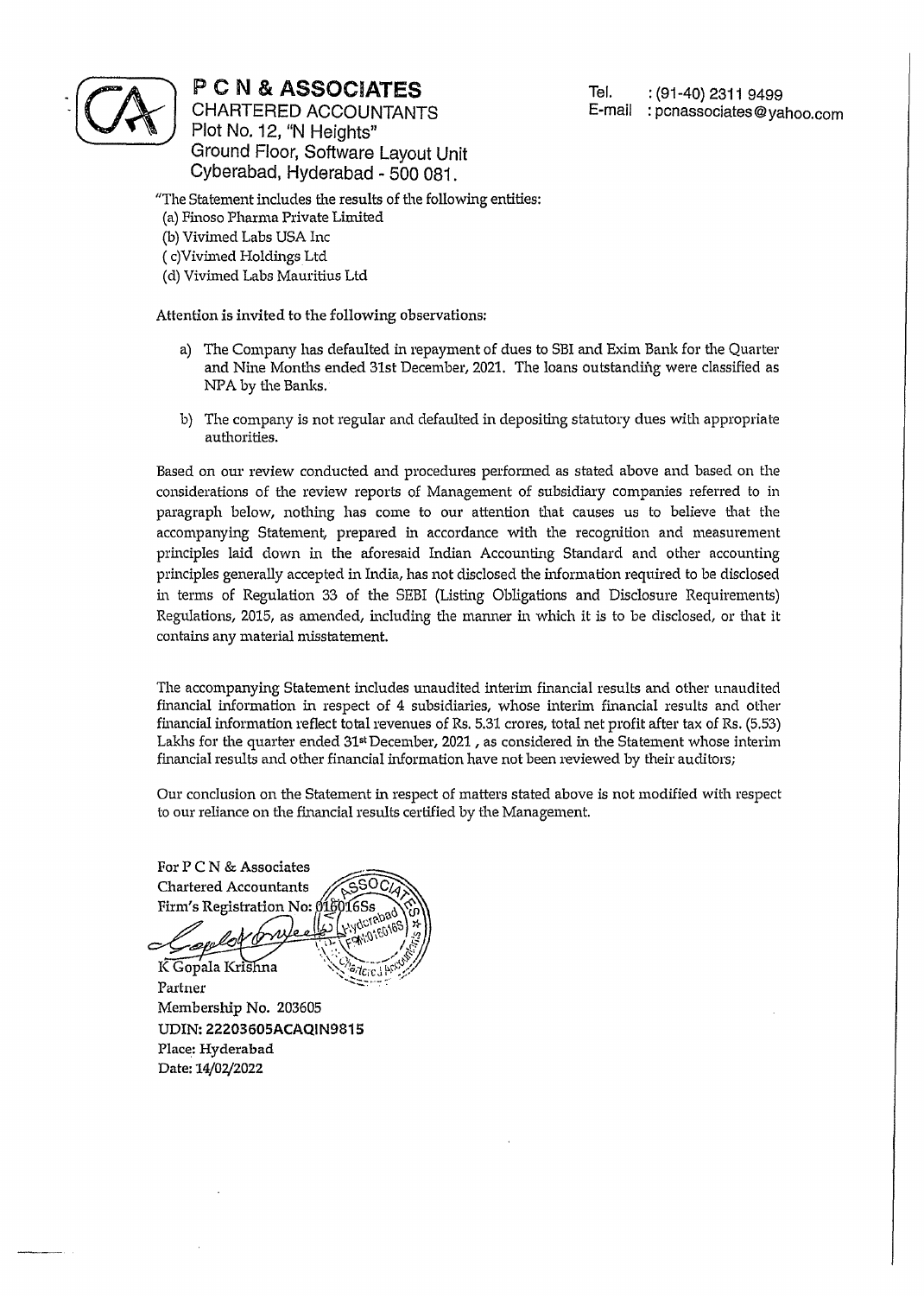# P C N & ASSOCIATES

CHARTERED ACCOUNTANTS
Plot No. 12, "N Heights"
Ground Floor, Software Layout Unit
Cyberabad, Hyderabad - 500 081.

Tel. : (91-40) 2311 9499
E-mail : pcnassociates@yahoo.com

"The Statement includes the results of the following entities:

(a) Finoso Pharma Private Limited
(b) Vivimed Labs USA Inc
( c)Vivimed Holdings Ltd
(d) Vivimed Labs Mauritius Ltd

Attention is invited to the following observations:

a) The Company has defaulted in repayment of dues to SBI and Exim Bank for the Quarter and Nine Months ended 31st December, 2021. The loans outstanding were classified as NPA by the Banks.

b) The company is not regular and defaulted in depositing statutory dues with appropriate authorities.

Based on our review conducted and procedures performed as stated above and based on the considerations of the review reports of Management of subsidiary companies referred to in paragraph below, nothing has come to our attention that causes us to believe that the accompanying Statement, prepared in accordance with the recognition and measurement principles laid down in the aforesaid Indian Accounting Standard and other accounting principles generally accepted in India, has not disclosed the information required to be disclosed in terms of Regulation 33 of the SEBI (Listing Obligations and Disclosure Requirements) Regulations, 2015, as amended, including the manner in which it is to be disclosed, or that it contains any material misstatement.

The accompanying Statement includes unaudited interim financial results and other unaudited financial information in respect of 4 subsidiaries, whose interim financial results and other financial information reflect total revenues of Rs. 5.31 crores, total net profit after tax of Rs. (5.53) Lakhs for the quarter ended 31st December, 2021 , as considered in the Statement whose interim financial results and other financial information have not been reviewed by their auditors;

Our conclusion on the Statement in respect of matters stated above is not modified with respect to our reliance on the financial results certified by the Management.

For P C N & Associates
Chartered Accountants
Firm's Registration No: 016016Ss

K Gopala Krishna
Partner
Membership No. 203605
**UDIN: 22203605ACAQIN9815**
Place: Hyderabad
Date: 14/02/2022